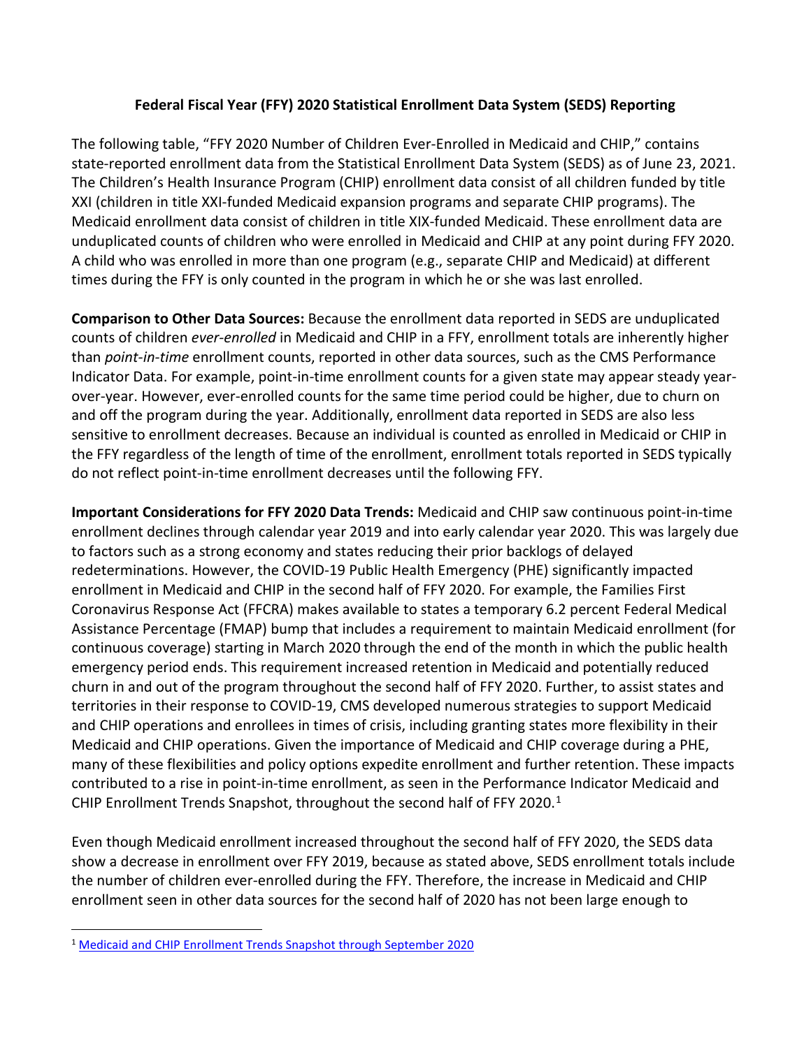# Federal Fiscal Year (FFY) 2020 Statistical Enrollment Data System (SEDS) Reporting

The following table, "FFY 2020 Number of Children Ever-Enrolled in Medicaid and CHIP," contains state-reported enrollment data from the Statistical Enrollment Data System (SEDS) as of June 23, 2021. The Children's Health Insurance Program (CHIP) enrollment data consist of all children funded by title XXI (children in title XXI-funded Medicaid expansion programs and separate CHIP programs). The Medicaid enrollment data consist of children in title XIX-funded Medicaid. These enrollment data are unduplicated counts of children who were enrolled in Medicaid and CHIP at any point during FFY 2020. A child who was enrolled in more than one program (e.g., separate CHIP and Medicaid) at different times during the FFY is only counted in the program in which he or she was last enrolled.

**Comparison to Other Data Sources:** Because the enrollment data reported in SEDS are unduplicated counts of children *ever-enrolled* in Medicaid and CHIP in a FFY, enrollment totals are inherently higher than *point-in-time* enrollment counts, reported in other data sources, such as the CMS Performance Indicator Data. For example, point-in-time enrollment counts for a given state may appear steady year-over-year. However, ever-enrolled counts for the same time period could be higher, due to churn on and off the program during the year. Additionally, enrollment data reported in SEDS are also less sensitive to enrollment decreases. Because an individual is counted as enrolled in Medicaid or CHIP in the FFY regardless of the length of time of the enrollment, enrollment totals reported in SEDS typically do not reflect point-in-time enrollment decreases until the following FFY.

**Important Considerations for FFY 2020 Data Trends:** Medicaid and CHIP saw continuous point-in-time enrollment declines through calendar year 2019 and into early calendar year 2020. This was largely due to factors such as a strong economy and states reducing their prior backlogs of delayed redeterminations. However, the COVID-19 Public Health Emergency (PHE) significantly impacted enrollment in Medicaid and CHIP in the second half of FFY 2020. For example, the Families First Coronavirus Response Act (FFCRA) makes available to states a temporary 6.2 percent Federal Medical Assistance Percentage (FMAP) bump that includes a requirement to maintain Medicaid enrollment (for continuous coverage) starting in March 2020 through the end of the month in which the public health emergency period ends. This requirement increased retention in Medicaid and potentially reduced churn in and out of the program throughout the second half of FFY 2020. Further, to assist states and territories in their response to COVID-19, CMS developed numerous strategies to support Medicaid and CHIP operations and enrollees in times of crisis, including granting states more flexibility in their Medicaid and CHIP operations. Given the importance of Medicaid and CHIP coverage during a PHE, many of these flexibilities and policy options expedite enrollment and further retention. These impacts contributed to a rise in point-in-time enrollment, as seen in the Performance Indicator Medicaid and CHIP Enrollment Trends Snapshot, throughout the second half of FFY 2020.[1]

Even though Medicaid enrollment increased throughout the second half of FFY 2020, the SEDS data show a decrease in enrollment over FFY 2019, because as stated above, SEDS enrollment totals include the number of children ever-enrolled during the FFY. Therefore, the increase in Medicaid and CHIP enrollment seen in other data sources for the second half of 2020 has not been large enough to

[1] Medicaid and CHIP Enrollment Trends Snapshot through September 2020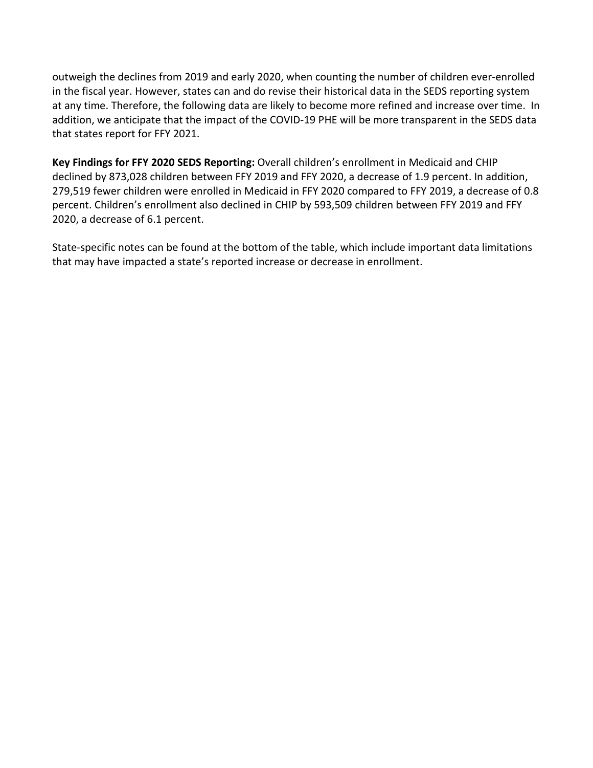outweigh the declines from 2019 and early 2020, when counting the number of children ever-enrolled in the fiscal year. However, states can and do revise their historical data in the SEDS reporting system at any time. Therefore, the following data are likely to become more refined and increase over time. In addition, we anticipate that the impact of the COVID-19 PHE will be more transparent in the SEDS data that states report for FFY 2021.

**Key Findings for FFY 2020 SEDS Reporting:** Overall children's enrollment in Medicaid and CHIP declined by 873,028 children between FFY 2019 and FFY 2020, a decrease of 1.9 percent. In addition, 279,519 fewer children were enrolled in Medicaid in FFY 2020 compared to FFY 2019, a decrease of 0.8 percent. Children's enrollment also declined in CHIP by 593,509 children between FFY 2019 and FFY 2020, a decrease of 6.1 percent.

State-specific notes can be found at the bottom of the table, which include important data limitations that may have impacted a state's reported increase or decrease in enrollment.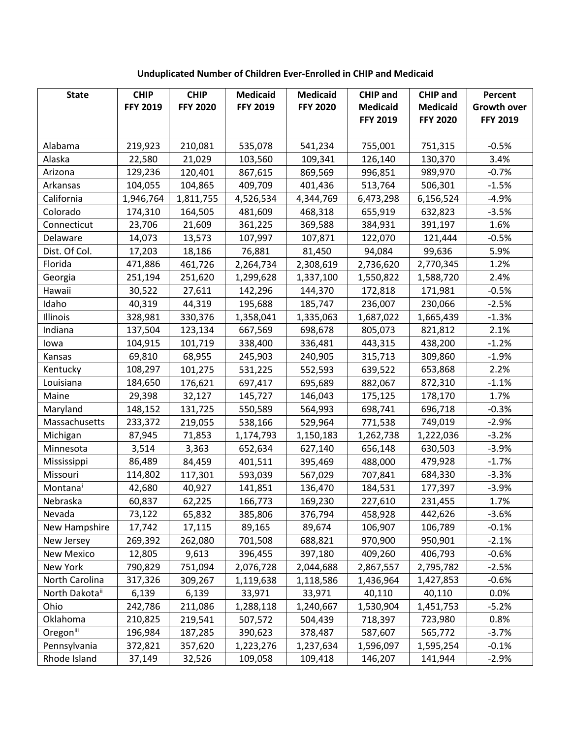**Unduplicated Number of Children Ever-Enrolled in CHIP and Medicaid**

| State | CHIP FFY 2019 | CHIP FFY 2020 | Medicaid FFY 2019 | Medicaid FFY 2020 | CHIP and Medicaid FFY 2019 | CHIP and Medicaid FFY 2020 | Percent Growth over FFY 2019 |
|---|---|---|---|---|---|---|---|
| Alabama | 219,923 | 210,081 | 535,078 | 541,234 | 755,001 | 751,315 | -0.5% |
| Alaska | 22,580 | 21,029 | 103,560 | 109,341 | 126,140 | 130,370 | 3.4% |
| Arizona | 129,236 | 120,401 | 867,615 | 869,569 | 996,851 | 989,970 | -0.7% |
| Arkansas | 104,055 | 104,865 | 409,709 | 401,436 | 513,764 | 506,301 | -1.5% |
| California | 1,946,764 | 1,811,755 | 4,526,534 | 4,344,769 | 6,473,298 | 6,156,524 | -4.9% |
| Colorado | 174,310 | 164,505 | 481,609 | 468,318 | 655,919 | 632,823 | -3.5% |
| Connecticut | 23,706 | 21,609 | 361,225 | 369,588 | 384,931 | 391,197 | 1.6% |
| Delaware | 14,073 | 13,573 | 107,997 | 107,871 | 122,070 | 121,444 | -0.5% |
| Dist. Of Col. | 17,203 | 18,186 | 76,881 | 81,450 | 94,084 | 99,636 | 5.9% |
| Florida | 471,886 | 461,726 | 2,264,734 | 2,308,619 | 2,736,620 | 2,770,345 | 1.2% |
| Georgia | 251,194 | 251,620 | 1,299,628 | 1,337,100 | 1,550,822 | 1,588,720 | 2.4% |
| Hawaii | 30,522 | 27,611 | 142,296 | 144,370 | 172,818 | 171,981 | -0.5% |
| Idaho | 40,319 | 44,319 | 195,688 | 185,747 | 236,007 | 230,066 | -2.5% |
| Illinois | 328,981 | 330,376 | 1,358,041 | 1,335,063 | 1,687,022 | 1,665,439 | -1.3% |
| Indiana | 137,504 | 123,134 | 667,569 | 698,678 | 805,073 | 821,812 | 2.1% |
| Iowa | 104,915 | 101,719 | 338,400 | 336,481 | 443,315 | 438,200 | -1.2% |
| Kansas | 69,810 | 68,955 | 245,903 | 240,905 | 315,713 | 309,860 | -1.9% |
| Kentucky | 108,297 | 101,275 | 531,225 | 552,593 | 639,522 | 653,868 | 2.2% |
| Louisiana | 184,650 | 176,621 | 697,417 | 695,689 | 882,067 | 872,310 | -1.1% |
| Maine | 29,398 | 32,127 | 145,727 | 146,043 | 175,125 | 178,170 | 1.7% |
| Maryland | 148,152 | 131,725 | 550,589 | 564,993 | 698,741 | 696,718 | -0.3% |
| Massachusetts | 233,372 | 219,055 | 538,166 | 529,964 | 771,538 | 749,019 | -2.9% |
| Michigan | 87,945 | 71,853 | 1,174,793 | 1,150,183 | 1,262,738 | 1,222,036 | -3.2% |
| Minnesota | 3,514 | 3,363 | 652,634 | 627,140 | 656,148 | 630,503 | -3.9% |
| Mississippi | 86,489 | 84,459 | 401,511 | 395,469 | 488,000 | 479,928 | -1.7% |
| Missouri | 114,802 | 117,301 | 593,039 | 567,029 | 707,841 | 684,330 | -3.3% |
| Montana[i] | 42,680 | 40,927 | 141,851 | 136,470 | 184,531 | 177,397 | -3.9% |
| Nebraska | 60,837 | 62,225 | 166,773 | 169,230 | 227,610 | 231,455 | 1.7% |
| Nevada | 73,122 | 65,832 | 385,806 | 376,794 | 458,928 | 442,626 | -3.6% |
| New Hampshire | 17,742 | 17,115 | 89,165 | 89,674 | 106,907 | 106,789 | -0.1% |
| New Jersey | 269,392 | 262,080 | 701,508 | 688,821 | 970,900 | 950,901 | -2.1% |
| New Mexico | 12,805 | 9,613 | 396,455 | 397,180 | 409,260 | 406,793 | -0.6% |
| New York | 790,829 | 751,094 | 2,076,728 | 2,044,688 | 2,867,557 | 2,795,782 | -2.5% |
| North Carolina | 317,326 | 309,267 | 1,119,638 | 1,118,586 | 1,436,964 | 1,427,853 | -0.6% |
| North Dakota[ii] | 6,139 | 6,139 | 33,971 | 33,971 | 40,110 | 40,110 | 0.0% |
| Ohio | 242,786 | 211,086 | 1,288,118 | 1,240,667 | 1,530,904 | 1,451,753 | -5.2% |
| Oklahoma | 210,825 | 219,541 | 507,572 | 504,439 | 718,397 | 723,980 | 0.8% |
| Oregon[iii] | 196,984 | 187,285 | 390,623 | 378,487 | 587,607 | 565,772 | -3.7% |
| Pennsylvania | 372,821 | 357,620 | 1,223,276 | 1,237,634 | 1,596,097 | 1,595,254 | -0.1% |
| Rhode Island | 37,149 | 32,526 | 109,058 | 109,418 | 146,207 | 141,944 | -2.9% |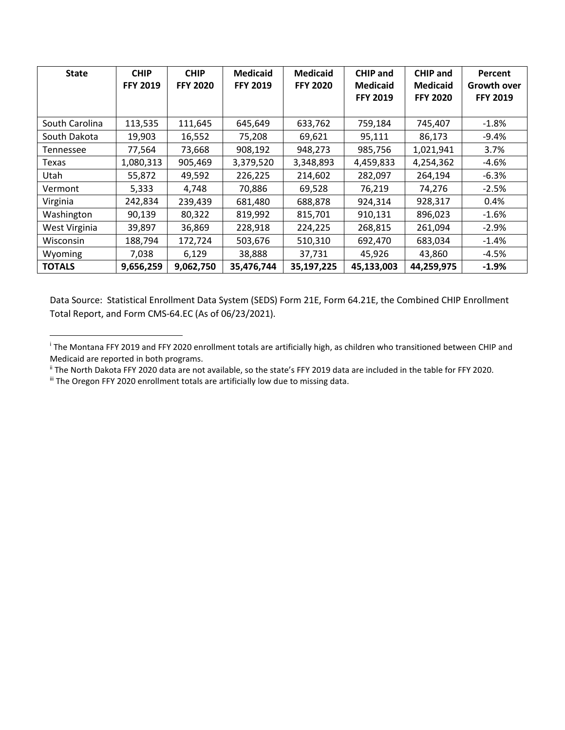| State | CHIP FFY 2019 | CHIP FFY 2020 | Medicaid FFY 2019 | Medicaid FFY 2020 | CHIP and Medicaid FFY 2019 | CHIP and Medicaid FFY 2020 | Percent Growth over FFY 2019 |
|---|---|---|---|---|---|---|---|
| South Carolina | 113,535 | 111,645 | 645,649 | 633,762 | 759,184 | 745,407 | -1.8% |
| South Dakota | 19,903 | 16,552 | 75,208 | 69,621 | 95,111 | 86,173 | -9.4% |
| Tennessee | 77,564 | 73,668 | 908,192 | 948,273 | 985,756 | 1,021,941 | 3.7% |
| Texas | 1,080,313 | 905,469 | 3,379,520 | 3,348,893 | 4,459,833 | 4,254,362 | -4.6% |
| Utah | 55,872 | 49,592 | 226,225 | 214,602 | 282,097 | 264,194 | -6.3% |
| Vermont | 5,333 | 4,748 | 70,886 | 69,528 | 76,219 | 74,276 | -2.5% |
| Virginia | 242,834 | 239,439 | 681,480 | 688,878 | 924,314 | 928,317 | 0.4% |
| Washington | 90,139 | 80,322 | 819,992 | 815,701 | 910,131 | 896,023 | -1.6% |
| West Virginia | 39,897 | 36,869 | 228,918 | 224,225 | 268,815 | 261,094 | -2.9% |
| Wisconsin | 188,794 | 172,724 | 503,676 | 510,310 | 692,470 | 683,034 | -1.4% |
| Wyoming | 7,038 | 6,129 | 38,888 | 37,731 | 45,926 | 43,860 | -4.5% |
| **TOTALS** | **9,656,259** | **9,062,750** | **35,476,744** | **35,197,225** | **45,133,003** | **44,259,975** | **-1.9%** |

Data Source: Statistical Enrollment Data System (SEDS) Form 21E, Form 64.21E, the Combined CHIP Enrollment Total Report, and Form CMS-64.EC (As of 06/23/2021).

[i] The Montana FFY 2019 and FFY 2020 enrollment totals are artificially high, as children who transitioned between CHIP and Medicaid are reported in both programs.

[ii] The North Dakota FFY 2020 data are not available, so the state's FFY 2019 data are included in the table for FFY 2020.

[iii] The Oregon FFY 2020 enrollment totals are artificially low due to missing data.